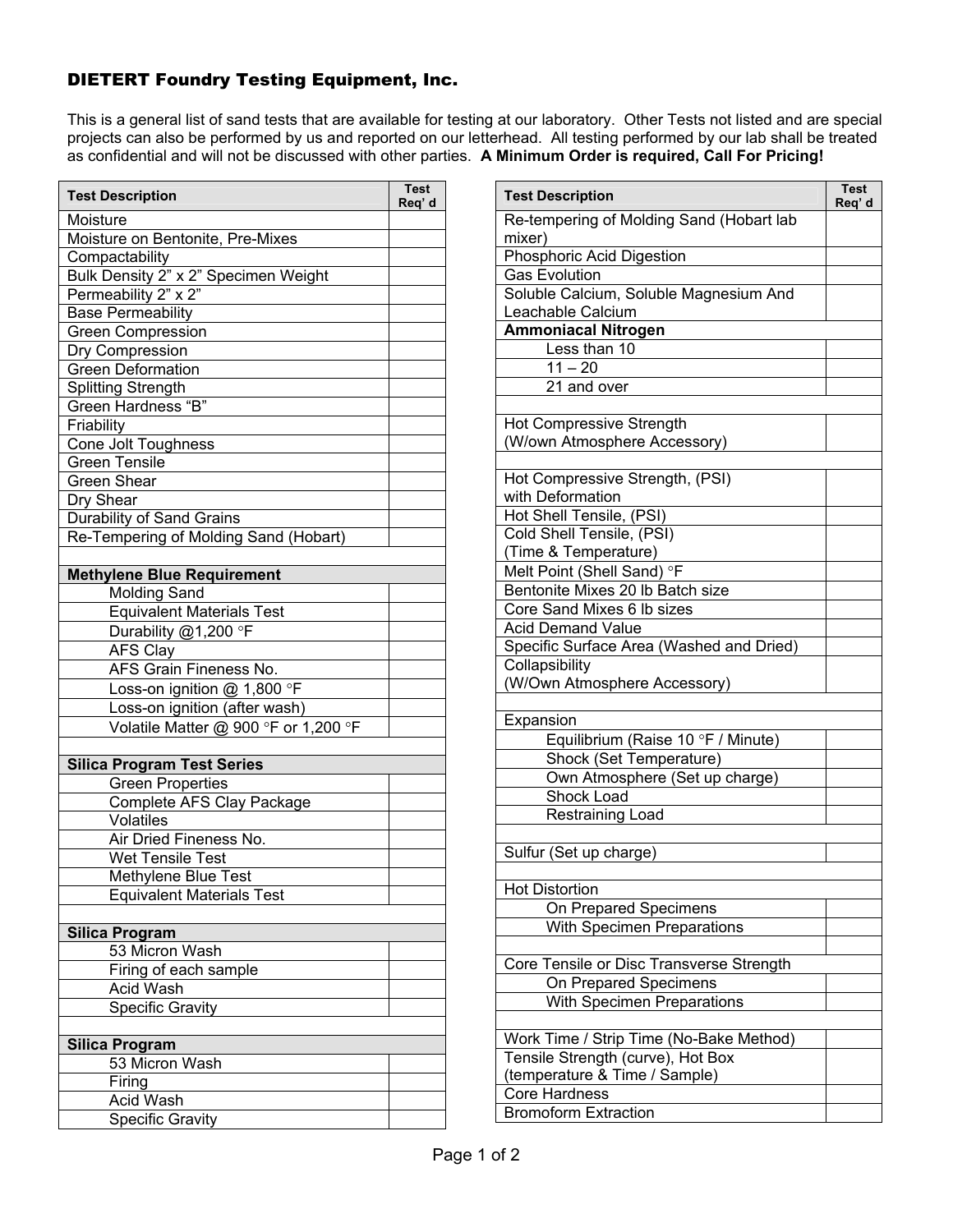## DIETERT Foundry Testing Equipment, Inc.

This is a general list of sand tests that are available for testing at our laboratory. Other Tests not listed and are special projects can also be performed by us and reported on our letterhead. All testing performed by our lab shall be treated as confidential and will not be discussed with other parties. **A Minimum Order is required, Call For Pricing!**

| Test Description | Test Req' d |
|---|---|
| Moisture | |
| Moisture on Bentonite, Pre-Mixes | |
| Compactability | |
| Bulk Density 2" x 2" Specimen Weight | |
| Permeability 2" x 2" | |
| Base Permeability | |
| Green Compression | |
| Dry Compression | |
| Green Deformation | |
| Splitting Strength | |
| Green Hardness "B" | |
| Friability | |
| Cone Jolt Toughness | |
| Green Tensile | |
| Green Shear | |
| Dry Shear | |
| Durability of Sand Grains | |
| Re-Tempering of Molding Sand (Hobart) | |
| | |
| **Methylene Blue Requirement** | |
| Molding Sand | |
| Equivalent Materials Test | |
| Durability @1,200 °F | |
| AFS Clay | |
| AFS Grain Fineness No. | |
| Loss-on ignition @ 1,800 °F | |
| Loss-on ignition (after wash) | |
| Volatile Matter @ 900 °F or 1,200 °F | |
| | |
| **Silica Program Test Series** | |
| Green Properties | |
| Complete AFS Clay Package | |
| Volatiles | |
| Air Dried Fineness No. | |
| Wet Tensile Test | |
| Methylene Blue Test | |
| Equivalent Materials Test | |
| | |
| **Silica Program** | |
| 53 Micron Wash | |
| Firing of each sample | |
| Acid Wash | |
| Specific Gravity | |
| | |
| **Silica Program** | |
| 53 Micron Wash | |
| Firing | |
| Acid Wash | |
| Specific Gravity | |

| Test Description | Test Req' d |
|---|---|
| Re-tempering of Molding Sand (Hobart lab mixer) | |
| Phosphoric Acid Digestion | |
| Gas Evolution | |
| Soluble Calcium, Soluble Magnesium And Leachable Calcium | |
| **Ammoniacal Nitrogen** | |
| Less than 10 | |
| 11 – 20 | |
| 21 and over | |
| | |
| Hot Compressive Strength (W/own Atmosphere Accessory) | |
| | |
| Hot Compressive Strength, (PSI) with Deformation | |
| Hot Shell Tensile, (PSI) | |
| Cold Shell Tensile, (PSI) (Time & Temperature) | |
| Melt Point (Shell Sand) °F | |
| Bentonite Mixes 20 lb Batch size | |
| Core Sand Mixes 6 lb sizes | |
| Acid Demand Value | |
| Specific Surface Area (Washed and Dried) | |
| Collapsibility (W/Own Atmosphere Accessory) | |
| | |
| Expansion | |
| Equilibrium (Raise 10 °F / Minute) | |
| Shock (Set Temperature) | |
| Own Atmosphere (Set up charge) | |
| Shock Load | |
| Restraining Load | |
| | |
| Sulfur (Set up charge) | |
| | |
| Hot Distortion | |
| On Prepared Specimens | |
| With Specimen Preparations | |
| | |
| Core Tensile or Disc Transverse Strength | |
| On Prepared Specimens | |
| With Specimen Preparations | |
| | |
| Work Time / Strip Time (No-Bake Method) | |
| Tensile Strength (curve), Hot Box (temperature & Time / Sample) | |
| Core Hardness | |
| Bromoform Extraction | |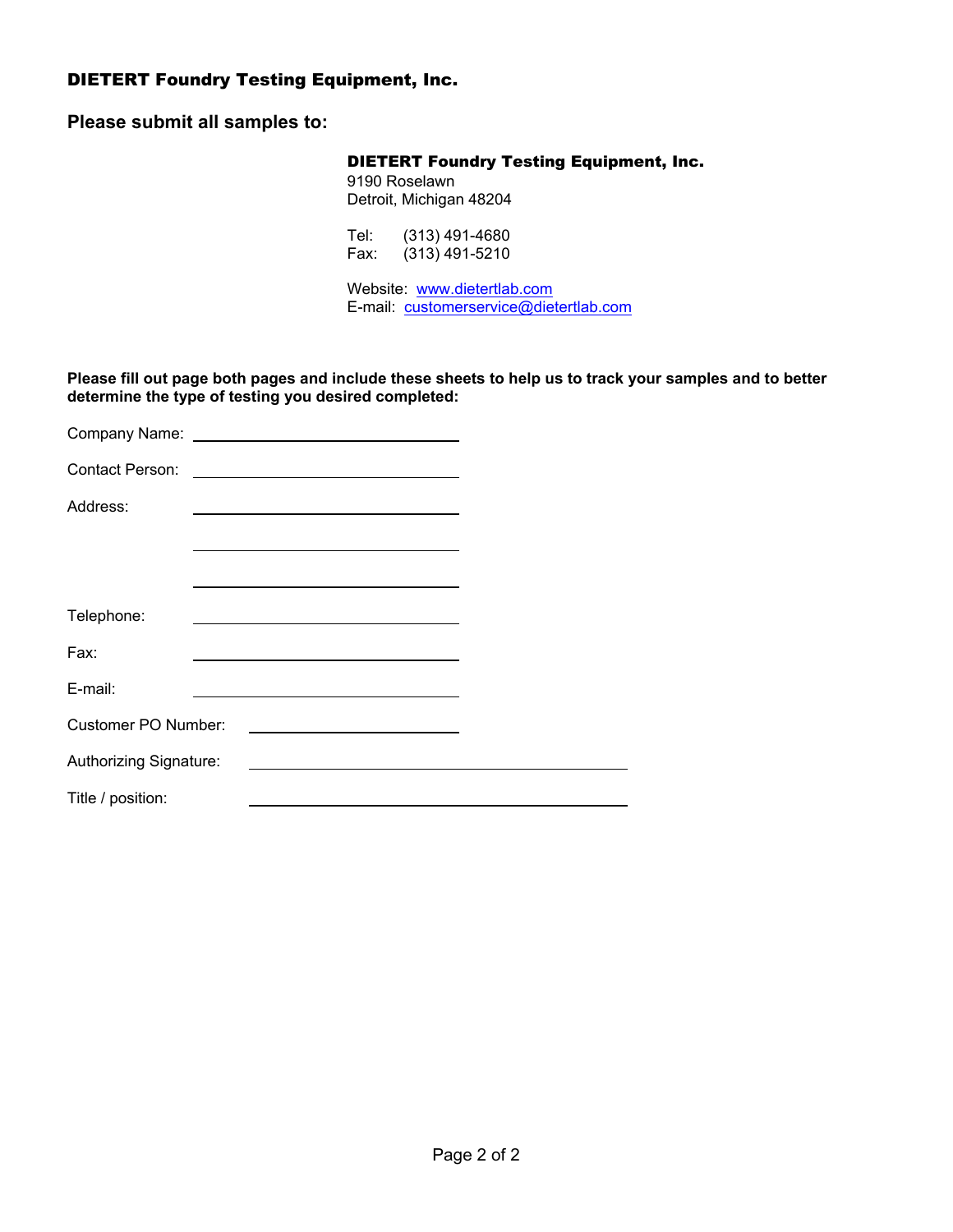**DIETERT Foundry Testing Equipment, Inc.**

**Please submit all samples to:**

**DIETERT Foundry Testing Equipment, Inc.**
9190 Roselawn
Detroit, Michigan 48204

Tel: (313) 491-4680
Fax: (313) 491-5210

Website: www.dietertlab.com
E-mail: customerservice@dietertlab.com

**Please fill out page both pages and include these sheets to help us to track your samples and to better determine the type of testing you desired completed:**

Company Name: ______________________________

Contact Person: ______________________________

Address: ______________________________

______________________________

______________________________

Telephone: ______________________________

Fax: ______________________________

E-mail: ______________________________

Customer PO Number: ______________________________

Authorizing Signature: ______________________________

Title / position: ______________________________